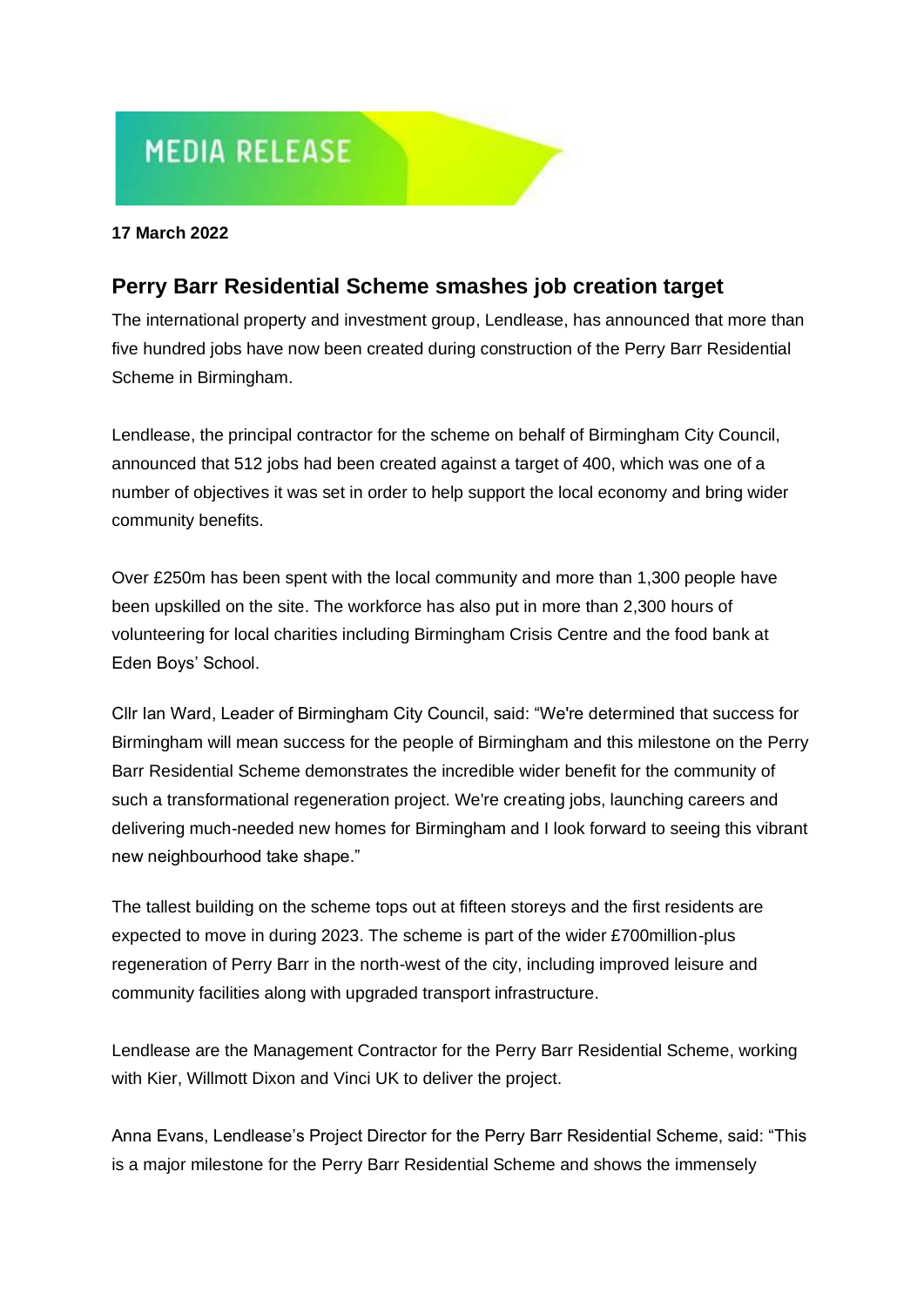# MEDIA RELEASE

**17 March 2022**

## Perry Barr Residential Scheme smashes job creation target

The international property and investment group, Lendlease, has announced that more than five hundred jobs have now been created during construction of the Perry Barr Residential Scheme in Birmingham.

Lendlease, the principal contractor for the scheme on behalf of Birmingham City Council, announced that 512 jobs had been created against a target of 400, which was one of a number of objectives it was set in order to help support the local economy and bring wider community benefits.

Over £250m has been spent with the local community and more than 1,300 people have been upskilled on the site. The workforce has also put in more than 2,300 hours of volunteering for local charities including Birmingham Crisis Centre and the food bank at Eden Boys' School.

Cllr Ian Ward, Leader of Birmingham City Council, said: "We're determined that success for Birmingham will mean success for the people of Birmingham and this milestone on the Perry Barr Residential Scheme demonstrates the incredible wider benefit for the community of such a transformational regeneration project. We're creating jobs, launching careers and delivering much-needed new homes for Birmingham and I look forward to seeing this vibrant new neighbourhood take shape."

The tallest building on the scheme tops out at fifteen storeys and the first residents are expected to move in during 2023. The scheme is part of the wider £700million-plus regeneration of Perry Barr in the north-west of the city, including improved leisure and community facilities along with upgraded transport infrastructure.

Lendlease are the Management Contractor for the Perry Barr Residential Scheme, working with Kier, Willmott Dixon and Vinci UK to deliver the project.

Anna Evans, Lendlease's Project Director for the Perry Barr Residential Scheme, said: "This is a major milestone for the Perry Barr Residential Scheme and shows the immensely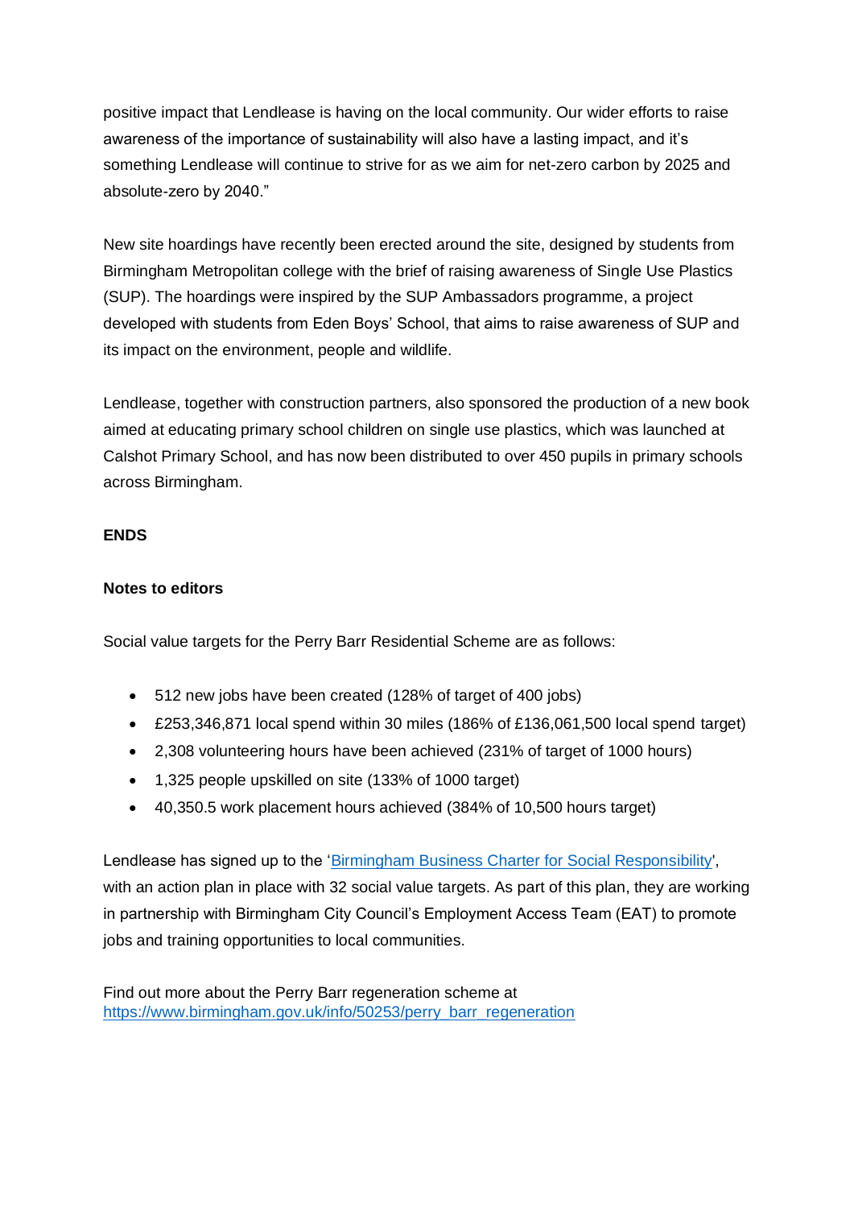positive impact that Lendlease is having on the local community. Our wider efforts to raise awareness of the importance of sustainability will also have a lasting impact, and it's something Lendlease will continue to strive for as we aim for net-zero carbon by 2025 and absolute-zero by 2040."

New site hoardings have recently been erected around the site, designed by students from Birmingham Metropolitan college with the brief of raising awareness of Single Use Plastics (SUP). The hoardings were inspired by the SUP Ambassadors programme, a project developed with students from Eden Boys' School, that aims to raise awareness of SUP and its impact on the environment, people and wildlife.

Lendlease, together with construction partners, also sponsored the production of a new book aimed at educating primary school children on single use plastics, which was launched at Calshot Primary School, and has now been distributed to over 450 pupils in primary schools across Birmingham.

**ENDS**

**Notes to editors**

Social value targets for the Perry Barr Residential Scheme are as follows:

- 512 new jobs have been created (128% of target of 400 jobs)
- £253,346,871 local spend within 30 miles (186% of £136,061,500 local spend target)
- 2,308 volunteering hours have been achieved (231% of target of 1000 hours)
- 1,325 people upskilled on site (133% of 1000 target)
- 40,350.5 work placement hours achieved (384% of 10,500 hours target)

Lendlease has signed up to the 'Birmingham Business Charter for Social Responsibility', with an action plan in place with 32 social value targets. As part of this plan, they are working in partnership with Birmingham City Council's Employment Access Team (EAT) to promote jobs and training opportunities to local communities.

Find out more about the Perry Barr regeneration scheme at https://www.birmingham.gov.uk/info/50253/perry_barr_regeneration